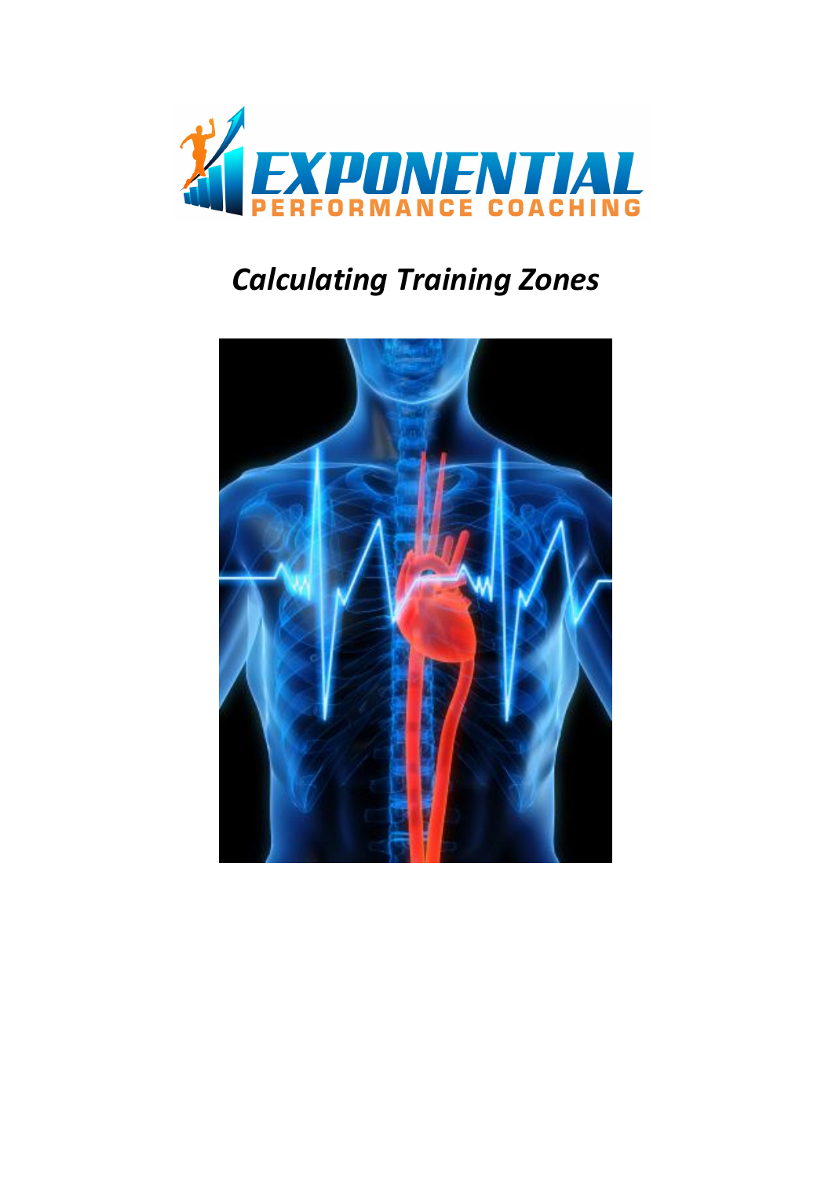EXPONENTIAL
PERFORMANCE COACHING

# *Calculating Training Zones*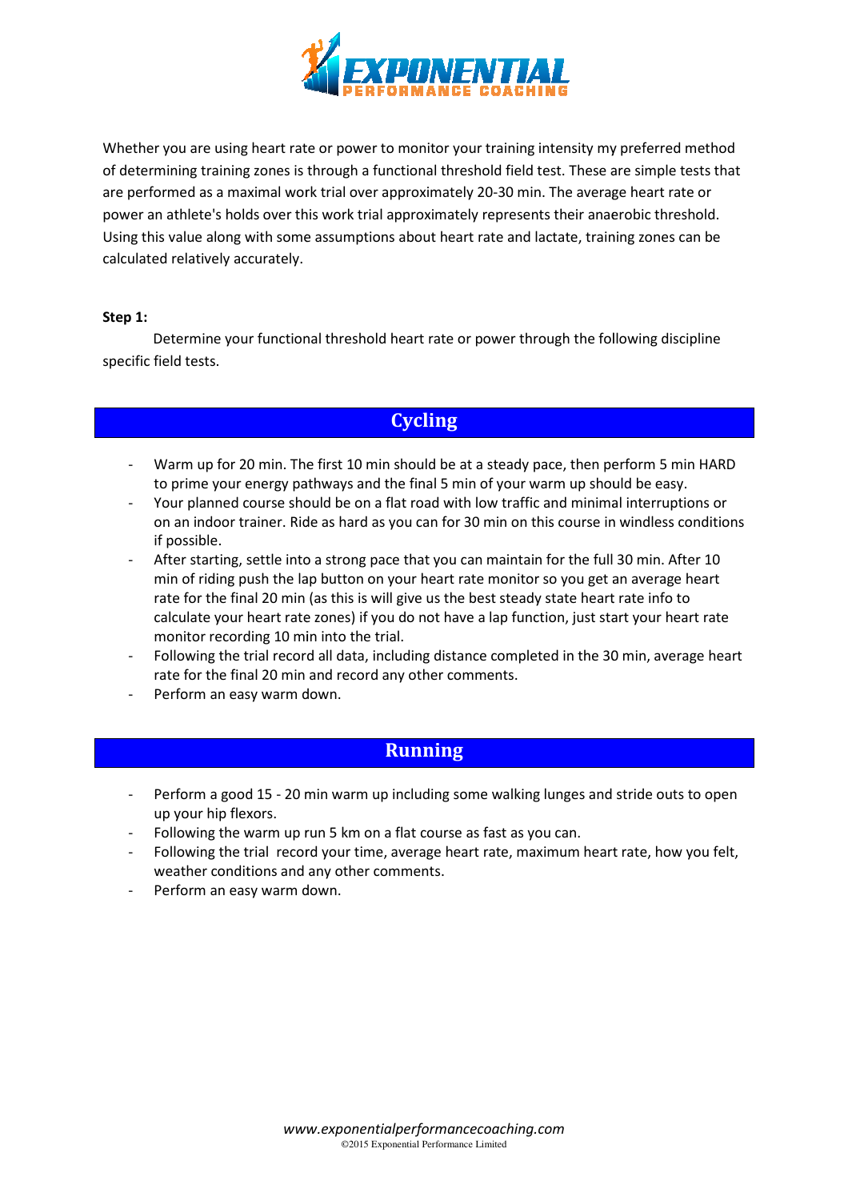Whether you are using heart rate or power to monitor your training intensity my preferred method of determining training zones is through a functional threshold field test. These are simple tests that are performed as a maximal work trial over approximately 20-30 min. The average heart rate or power an athlete's holds over this work trial approximately represents their anaerobic threshold. Using this value along with some assumptions about heart rate and lactate, training zones can be calculated relatively accurately.

**Step 1:**

Determine your functional threshold heart rate or power through the following discipline specific field tests.

## Cycling

- Warm up for 20 min. The first 10 min should be at a steady pace, then perform 5 min HARD to prime your energy pathways and the final 5 min of your warm up should be easy.
- Your planned course should be on a flat road with low traffic and minimal interruptions or on an indoor trainer. Ride as hard as you can for 30 min on this course in windless conditions if possible.
- After starting, settle into a strong pace that you can maintain for the full 30 min. After 10 min of riding push the lap button on your heart rate monitor so you get an average heart rate for the final 20 min (as this is will give us the best steady state heart rate info to calculate your heart rate zones) if you do not have a lap function, just start your heart rate monitor recording 10 min into the trial.
- Following the trial record all data, including distance completed in the 30 min, average heart rate for the final 20 min and record any other comments.
- Perform an easy warm down.

## Running

- Perform a good 15 - 20 min warm up including some walking lunges and stride outs to open up your hip flexors.
- Following the warm up run 5 km on a flat course as fast as you can.
- Following the trial record your time, average heart rate, maximum heart rate, how you felt, weather conditions and any other comments.
- Perform an easy warm down.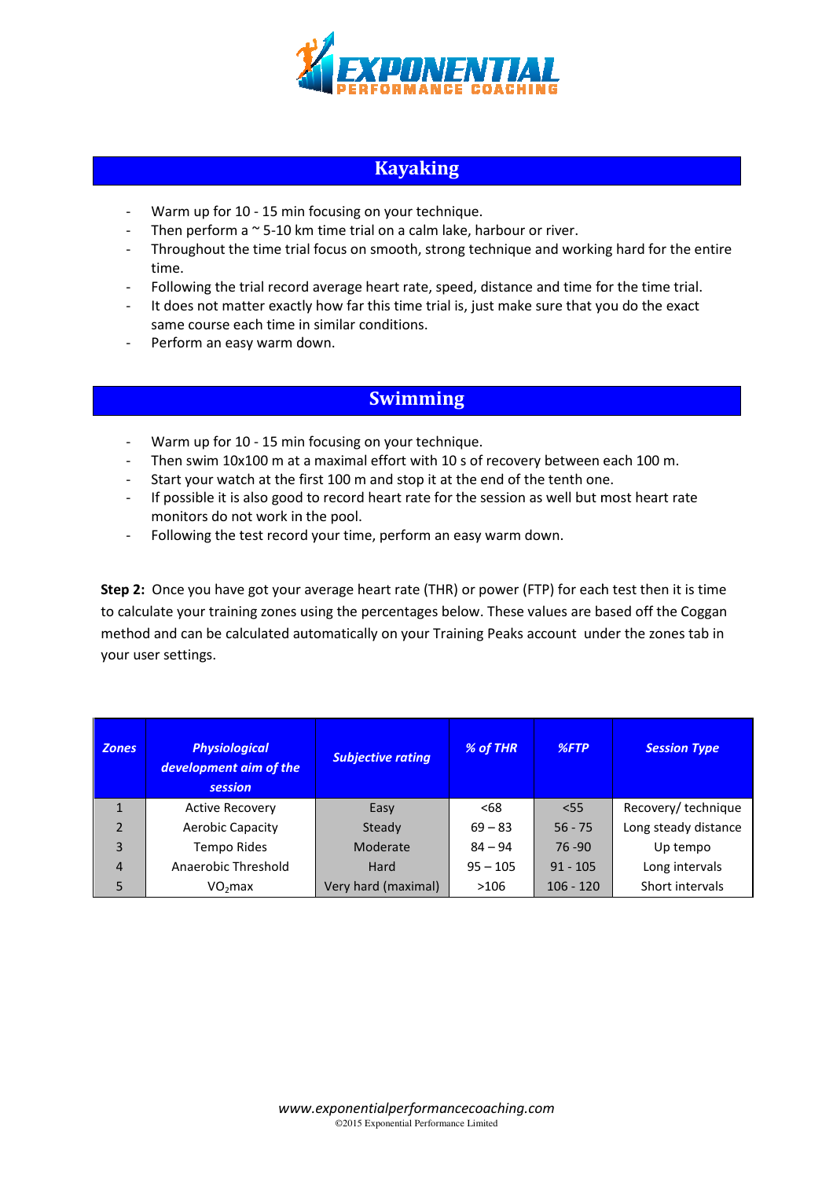## Kayaking

- Warm up for 10 - 15 min focusing on your technique.
- Then perform a ~ 5-10 km time trial on a calm lake, harbour or river.
- Throughout the time trial focus on smooth, strong technique and working hard for the entire time.
- Following the trial record average heart rate, speed, distance and time for the time trial.
- It does not matter exactly how far this time trial is, just make sure that you do the exact same course each time in similar conditions.
- Perform an easy warm down.

## Swimming

- Warm up for 10 - 15 min focusing on your technique.
- Then swim 10x100 m at a maximal effort with 10 s of recovery between each 100 m.
- Start your watch at the first 100 m and stop it at the end of the tenth one.
- If possible it is also good to record heart rate for the session as well but most heart rate monitors do not work in the pool.
- Following the test record your time, perform an easy warm down.

**Step 2:** Once you have got your average heart rate (THR) or power (FTP) for each test then it is time to calculate your training zones using the percentages below. These values are based off the Coggan method and can be calculated automatically on your Training Peaks account under the zones tab in your user settings.

| *Zones* | *Physiological development aim of the session* | *Subjective rating* | *% of THR* | *%FTP* | *Session Type* |
|---|---|---|---|---|---|
| 1 | Active Recovery | Easy | <68 | <55 | Recovery/ technique |
| 2 | Aerobic Capacity | Steady | 69 – 83 | 56 - 75 | Long steady distance |
| 3 | Tempo Rides | Moderate | 84 – 94 | 76 -90 | Up tempo |
| 4 | Anaerobic Threshold | Hard | 95 – 105 | 91 - 105 | Long intervals |
| 5 | $VO_2$max | Very hard (maximal) | >106 | 106 - 120 | Short intervals |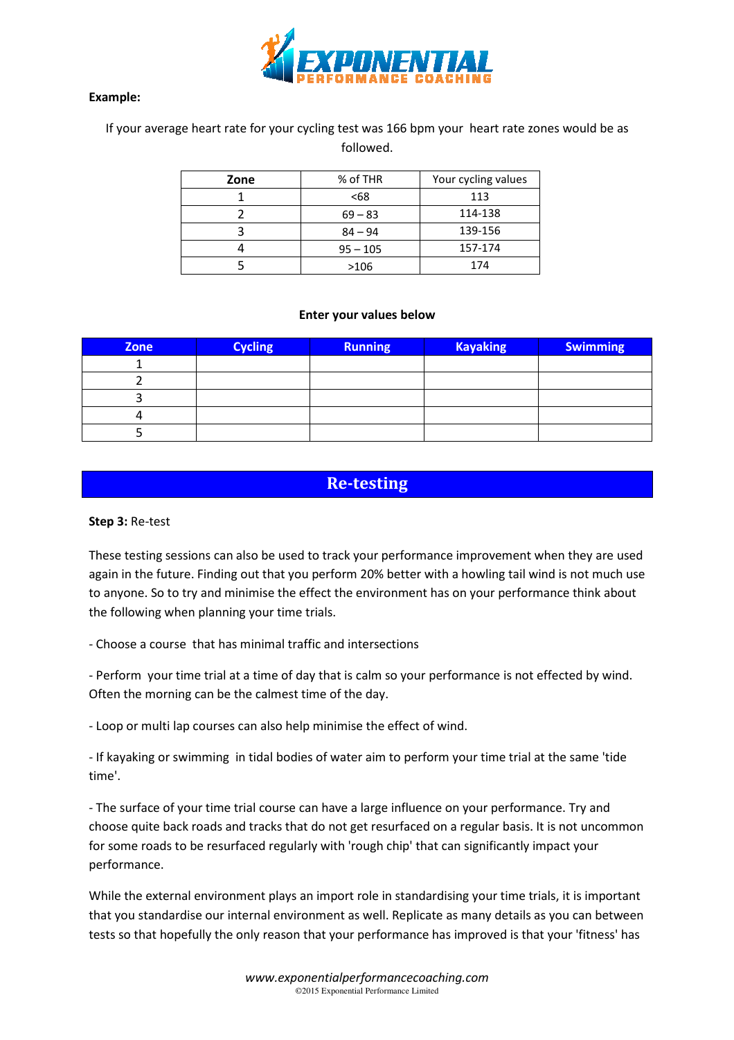**Example:**

If your average heart rate for your cycling test was 166 bpm your heart rate zones would be as followed.

| Zone | % of THR | Your cycling values |
|---|---|---|
| 1 | <68 | 113 |
| 2 | 69 – 83 | 114-138 |
| 3 | 84 – 94 | 139-156 |
| 4 | 95 – 105 | 157-174 |
| 5 | >106 | 174 |

**Enter your values below**

| Zone | Cycling | Running | Kayaking | Swimming |
|---|---|---|---|---|
| 1 | | | | |
| 2 | | | | |
| 3 | | | | |
| 4 | | | | |
| 5 | | | | |

## Re-testing

**Step 3:** Re-test

These testing sessions can also be used to track your performance improvement when they are used again in the future. Finding out that you perform 20% better with a howling tail wind is not much use to anyone. So to try and minimise the effect the environment has on your performance think about the following when planning your time trials.

- Choose a course that has minimal traffic and intersections

- Perform your time trial at a time of day that is calm so your performance is not effected by wind. Often the morning can be the calmest time of the day.

- Loop or multi lap courses can also help minimise the effect of wind.

- If kayaking or swimming in tidal bodies of water aim to perform your time trial at the same 'tide time'.

- The surface of your time trial course can have a large influence on your performance. Try and choose quite back roads and tracks that do not get resurfaced on a regular basis. It is not uncommon for some roads to be resurfaced regularly with 'rough chip' that can significantly impact your performance.

While the external environment plays an import role in standardising your time trials, it is important that you standardise our internal environment as well. Replicate as many details as you can between tests so that hopefully the only reason that your performance has improved is that your 'fitness' has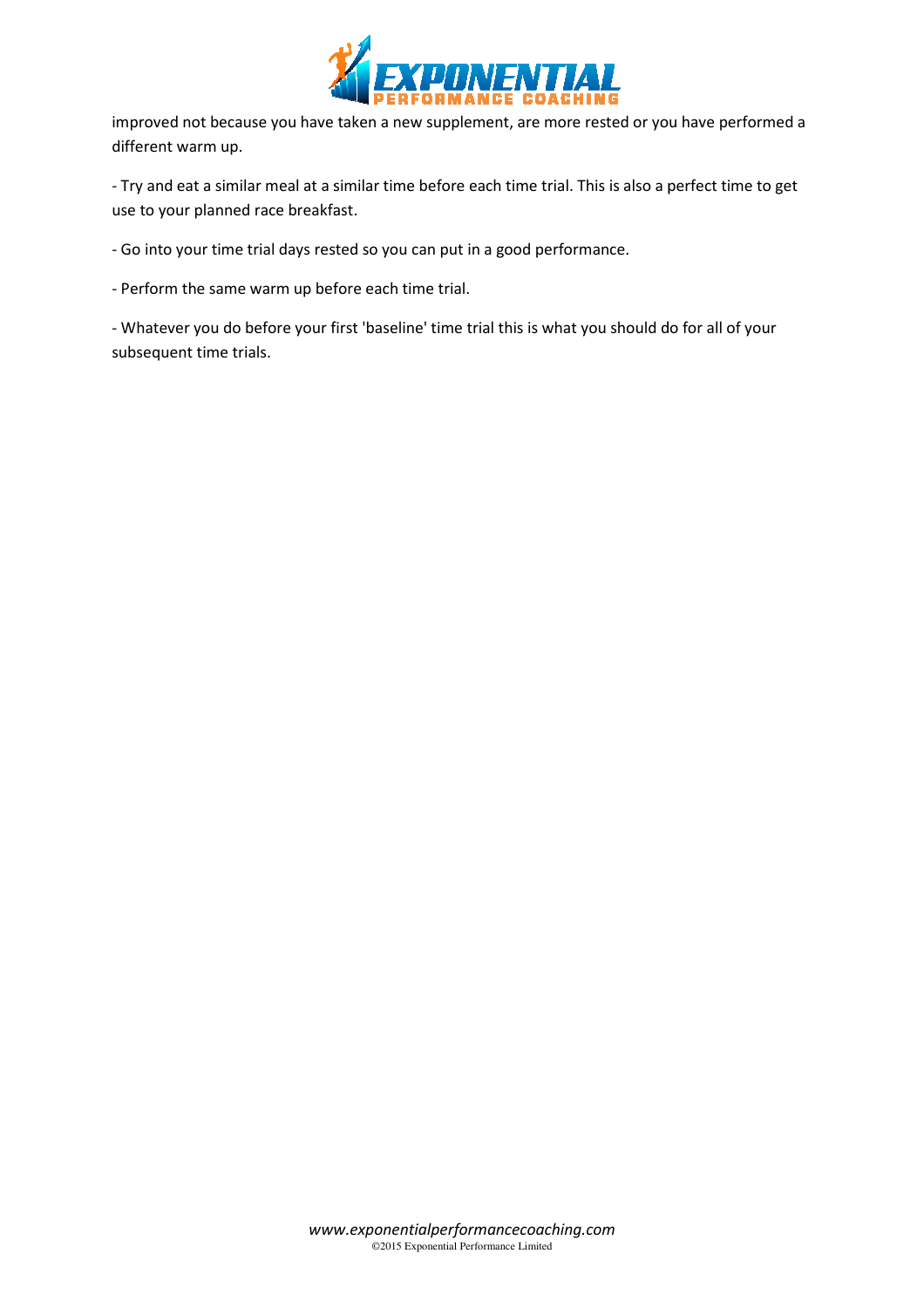improved not because you have taken a new supplement, are more rested or you have performed a different warm up.

- Try and eat a similar meal at a similar time before each time trial. This is also a perfect time to get use to your planned race breakfast.

- Go into your time trial days rested so you can put in a good performance.

- Perform the same warm up before each time trial.

- Whatever you do before your first 'baseline' time trial this is what you should do for all of your subsequent time trials.